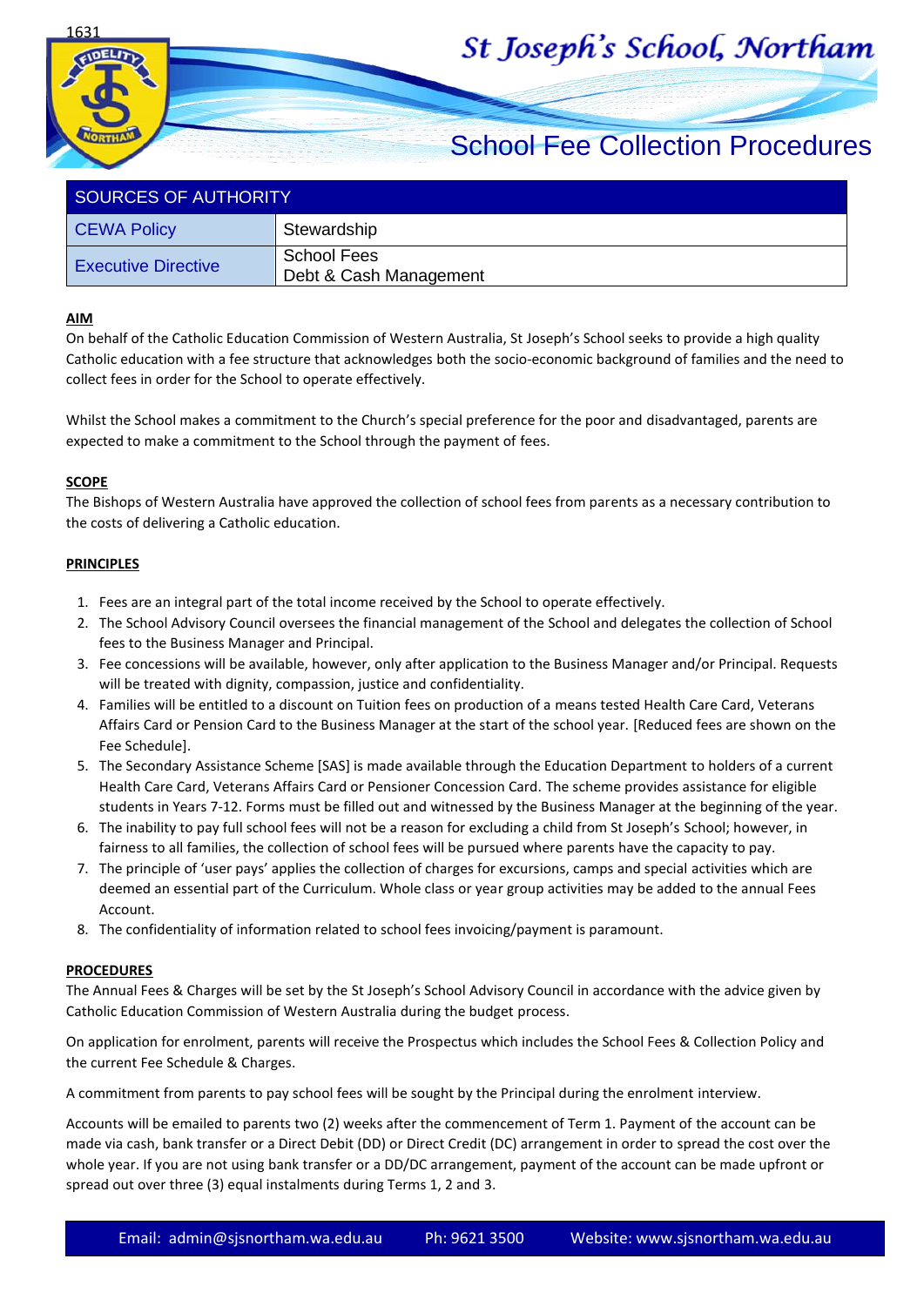# St Joseph's School, Northam

## School Fee Collection Procedures

| SOURCES OF AUTHORITY | |
|---|---|
| CEWA Policy | Stewardship |
| Executive Directive | School Fees<br>Debt & Cash Management |

**AIM**

On behalf of the Catholic Education Commission of Western Australia, St Joseph's School seeks to provide a high quality Catholic education with a fee structure that acknowledges both the socio-economic background of families and the need to collect fees in order for the School to operate effectively.

Whilst the School makes a commitment to the Church's special preference for the poor and disadvantaged, parents are expected to make a commitment to the School through the payment of fees.

**SCOPE**

The Bishops of Western Australia have approved the collection of school fees from parents as a necessary contribution to the costs of delivering a Catholic education.

**PRINCIPLES**

1. Fees are an integral part of the total income received by the School to operate effectively.
2. The School Advisory Council oversees the financial management of the School and delegates the collection of School fees to the Business Manager and Principal.
3. Fee concessions will be available, however, only after application to the Business Manager and/or Principal. Requests will be treated with dignity, compassion, justice and confidentiality.
4. Families will be entitled to a discount on Tuition fees on production of a means tested Health Care Card, Veterans Affairs Card or Pension Card to the Business Manager at the start of the school year. [Reduced fees are shown on the Fee Schedule].
5. The Secondary Assistance Scheme [SAS] is made available through the Education Department to holders of a current Health Care Card, Veterans Affairs Card or Pensioner Concession Card. The scheme provides assistance for eligible students in Years 7-12. Forms must be filled out and witnessed by the Business Manager at the beginning of the year.
6. The inability to pay full school fees will not be a reason for excluding a child from St Joseph's School; however, in fairness to all families, the collection of school fees will be pursued where parents have the capacity to pay.
7. The principle of 'user pays' applies the collection of charges for excursions, camps and special activities which are deemed an essential part of the Curriculum. Whole class or year group activities may be added to the annual Fees Account.
8. The confidentiality of information related to school fees invoicing/payment is paramount.

**PROCEDURES**

The Annual Fees & Charges will be set by the St Joseph's School Advisory Council in accordance with the advice given by Catholic Education Commission of Western Australia during the budget process.

On application for enrolment, parents will receive the Prospectus which includes the School Fees & Collection Policy and the current Fee Schedule & Charges.

A commitment from parents to pay school fees will be sought by the Principal during the enrolment interview.

Accounts will be emailed to parents two (2) weeks after the commencement of Term 1. Payment of the account can be made via cash, bank transfer or a Direct Debit (DD) or Direct Credit (DC) arrangement in order to spread the cost over the whole year. If you are not using bank transfer or a DD/DC arrangement, payment of the account can be made upfront or spread out over three (3) equal instalments during Terms 1, 2 and 3.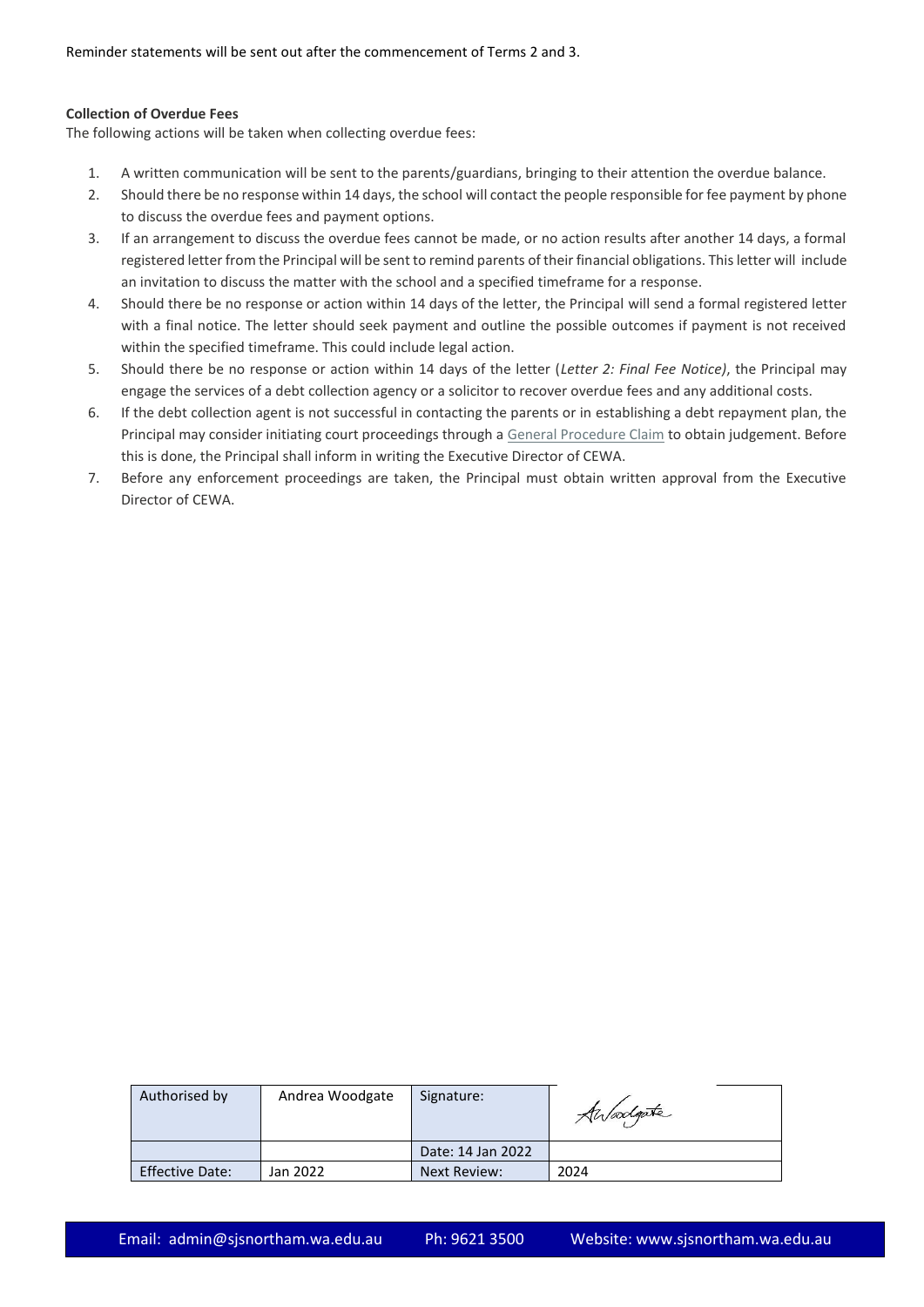Reminder statements will be sent out after the commencement of Terms 2 and 3.

**Collection of Overdue Fees**

The following actions will be taken when collecting overdue fees:

1. A written communication will be sent to the parents/guardians, bringing to their attention the overdue balance.
2. Should there be no response within 14 days, the school will contact the people responsible for fee payment by phone to discuss the overdue fees and payment options.
3. If an arrangement to discuss the overdue fees cannot be made, or no action results after another 14 days, a formal registered letter from the Principal will be sent to remind parents of their financial obligations. This letter will include an invitation to discuss the matter with the school and a specified timeframe for a response.
4. Should there be no response or action within 14 days of the letter, the Principal will send a formal registered letter with a final notice. The letter should seek payment and outline the possible outcomes if payment is not received within the specified timeframe. This could include legal action.
5. Should there be no response or action within 14 days of the letter (*Letter 2: Final Fee Notice)*, the Principal may engage the services of a debt collection agency or a solicitor to recover overdue fees and any additional costs.
6. If the debt collection agent is not successful in contacting the parents or in establishing a debt repayment plan, the Principal may consider initiating court proceedings through a General Procedure Claim to obtain judgement. Before this is done, the Principal shall inform in writing the Executive Director of CEWA.
7. Before any enforcement proceedings are taken, the Principal must obtain written approval from the Executive Director of CEWA.

| | | | |
|---|---|---|---|
| Authorised by | Andrea Woodgate | Signature: | A Woodgate |
| | | Date: 14 Jan 2022 | |
| Effective Date: | Jan 2022 | Next Review: | 2024 |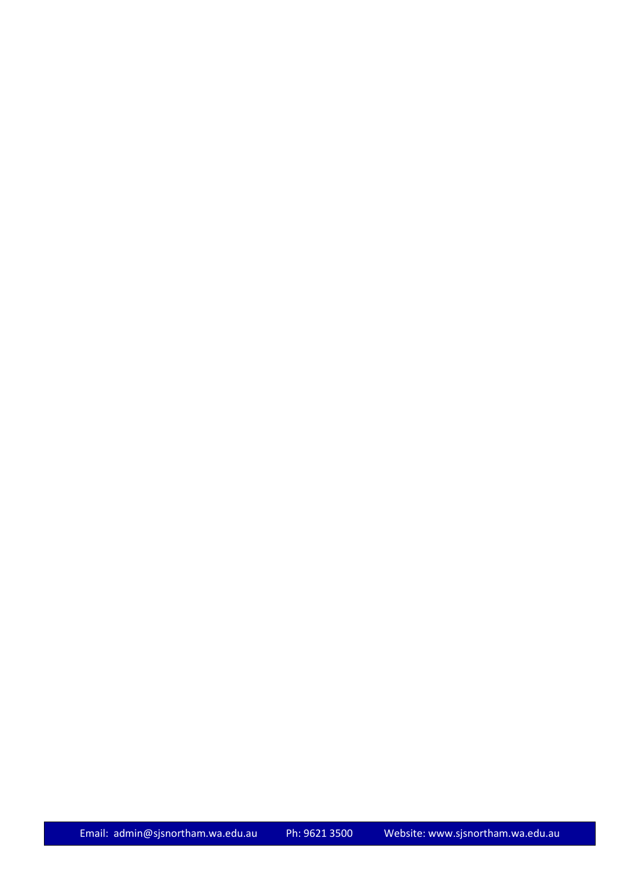Email: admin@sjsnortham.wa.edu.au Ph: 9621 3500 Website: www.sjsnortham.wa.edu.au